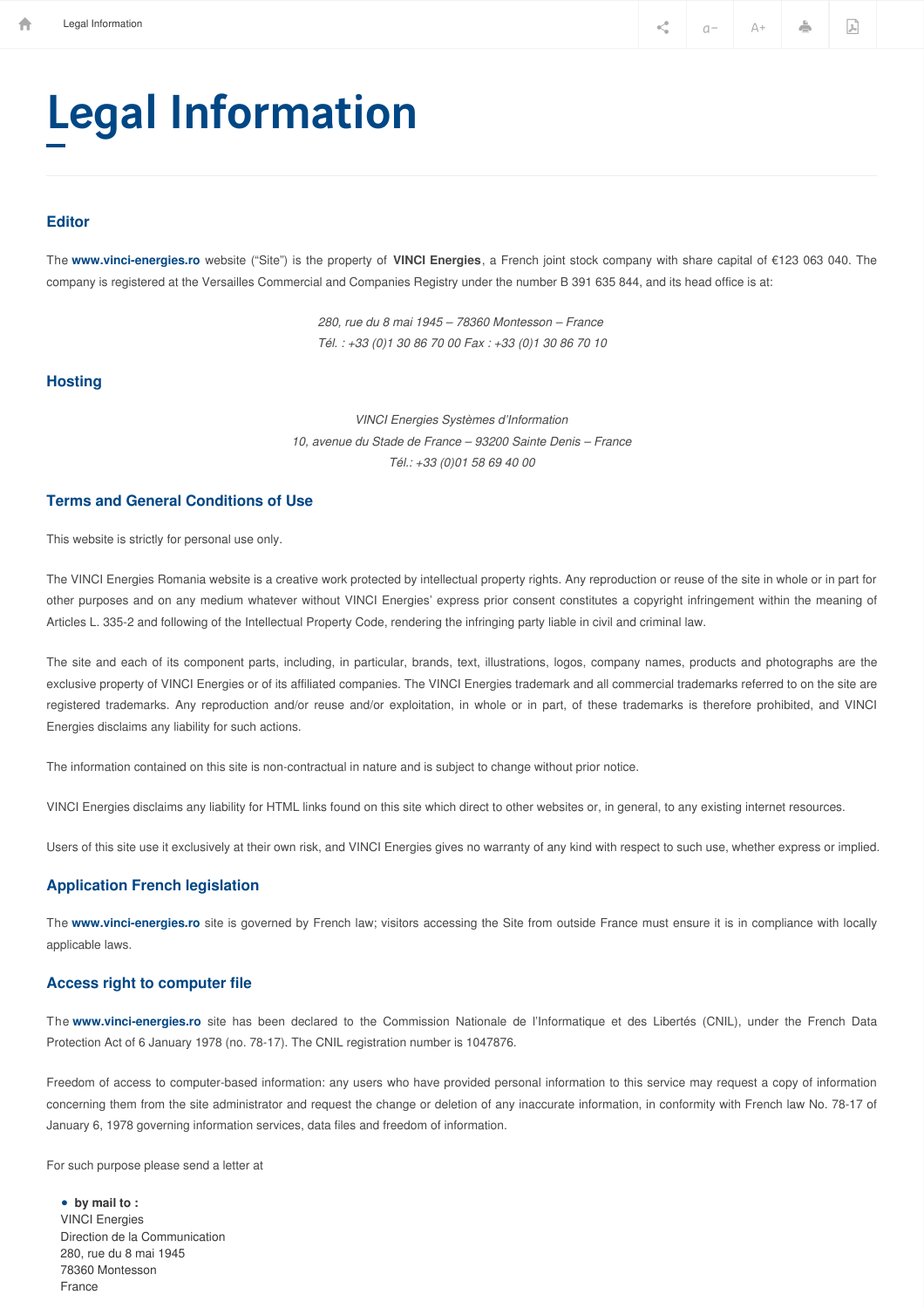# Legal Information

## Editor

The **www.vinci-energies.ro** website ("Site") is the property of **VINCI Energies**, a French joint stock company with share capital of €123 063 040. The company is registered at the Versailles Commercial and Companies Registry under the number B 391 635 844, and its head office is at:

*280, rue du 8 mai 1945 – 78360 Montesson – France*
*Tél. : +33 (0)1 30 86 70 00 Fax : +33 (0)1 30 86 70 10*

## Hosting

*VINCI Energies Systèmes d'Information*
*10, avenue du Stade de France – 93200 Sainte Denis – France*
*Tél.: +33 (0)01 58 69 40 00*

## Terms and General Conditions of Use

This website is strictly for personal use only.

The VINCI Energies Romania website is a creative work protected by intellectual property rights. Any reproduction or reuse of the site in whole or in part for other purposes and on any medium whatever without VINCI Energies' express prior consent constitutes a copyright infringement within the meaning of Articles L. 335-2 and following of the Intellectual Property Code, rendering the infringing party liable in civil and criminal law.

The site and each of its component parts, including, in particular, brands, text, illustrations, logos, company names, products and photographs are the exclusive property of VINCI Energies or of its affiliated companies. The VINCI Energies trademark and all commercial trademarks referred to on the site are registered trademarks. Any reproduction and/or reuse and/or exploitation, in whole or in part, of these trademarks is therefore prohibited, and VINCI Energies disclaims any liability for such actions.

The information contained on this site is non-contractual in nature and is subject to change without prior notice.

VINCI Energies disclaims any liability for HTML links found on this site which direct to other websites or, in general, to any existing internet resources.

Users of this site use it exclusively at their own risk, and VINCI Energies gives no warranty of any kind with respect to such use, whether express or implied.

## Application French legislation

The **www.vinci-energies.ro** site is governed by French law; visitors accessing the Site from outside France must ensure it is in compliance with locally applicable laws.

## Access right to computer file

The **www.vinci-energies.ro** site has been declared to the Commission Nationale de l'Informatique et des Libertés (CNIL), under the French Data Protection Act of 6 January 1978 (no. 78-17). The CNIL registration number is 1047876.

Freedom of access to computer-based information: any users who have provided personal information to this service may request a copy of information concerning them from the site administrator and request the change or deletion of any inaccurate information, in conformity with French law No. 78-17 of January 6, 1978 governing information services, data files and freedom of information.

For such purpose please send a letter at

- **by mail to :**
  VINCI Energies
  Direction de la Communication
  280, rue du 8 mai 1945
  78360 Montesson
  France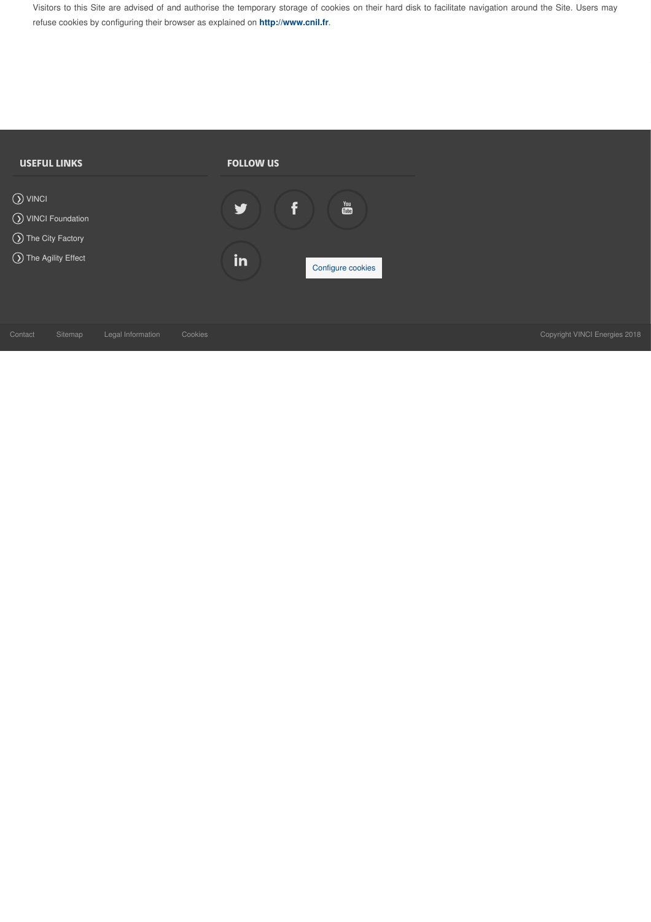Visitors to this Site are advised of and authorise the temporary storage of cookies on their hard disk to facilitate navigation around the Site. Users may refuse cookies by configuring their browser as explained on **http://www.cnil.fr**.

## USEFUL LINKS

- VINCI
- VINCI Foundation
- The City Factory
- The Agility Effect

## FOLLOW US

Configure cookies

Contact Sitemap Legal Information Cookies

Copyright VINCI Energies 2018